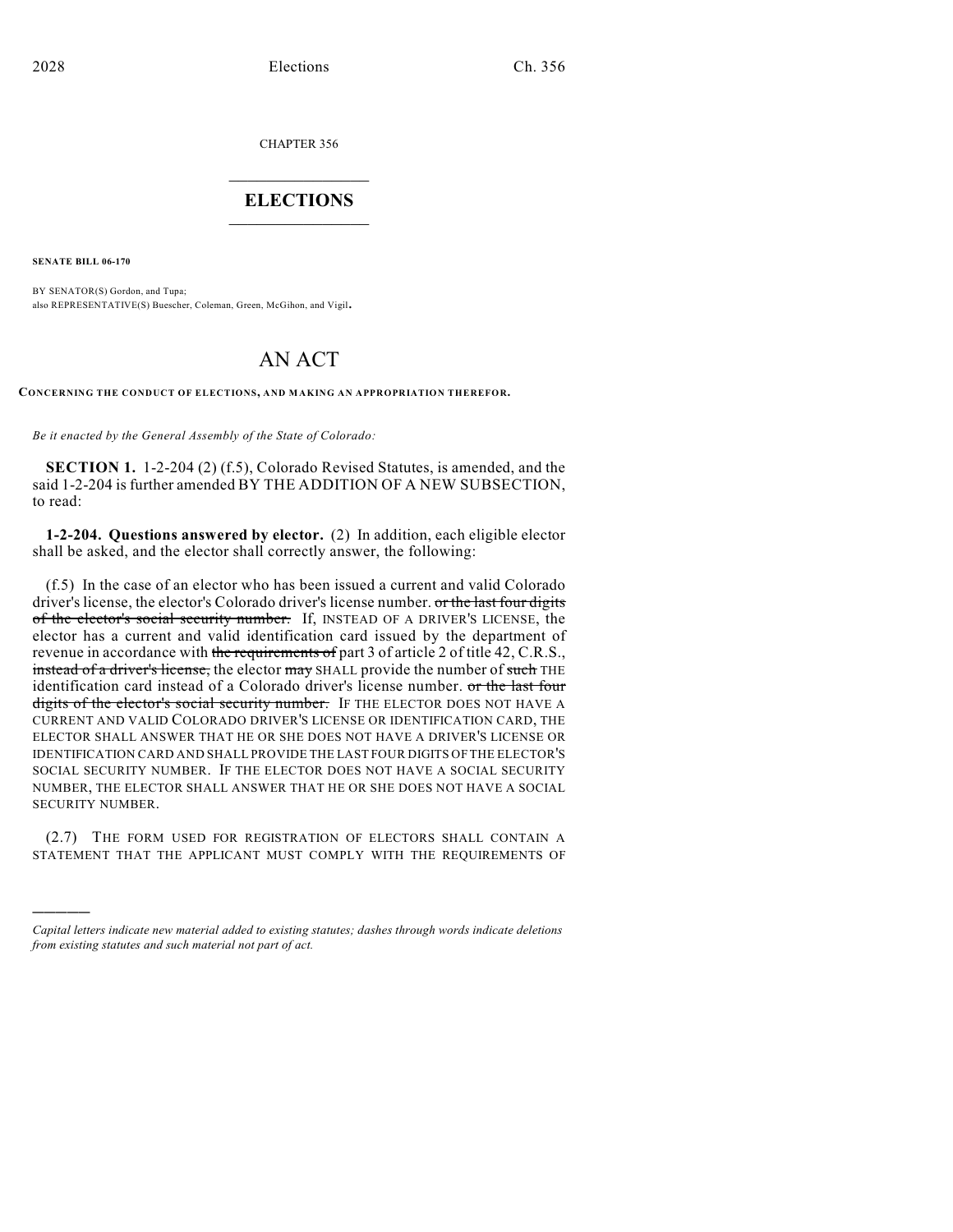CHAPTER 356

# ELECTIONS

**SENATE BILL 06-170**

BY SENATOR(S) Gordon, and Tupa;
also REPRESENTATIVE(S) Buescher, Coleman, Green, McGihon, and Vigil.

# AN ACT

**CONCERNING THE CONDUCT OF ELECTIONS, AND MAKING AN APPROPRIATION THEREFOR.**

*Be it enacted by the General Assembly of the State of Colorado:*

**SECTION 1.** 1-2-204 (2) (f.5), Colorado Revised Statutes, is amended, and the said 1-2-204 is further amended BY THE ADDITION OF A NEW SUBSECTION, to read:

**1-2-204. Questions answered by elector.** (2) In addition, each eligible elector shall be asked, and the elector shall correctly answer, the following:

(f.5) In the case of an elector who has been issued a current and valid Colorado driver's license, the elector's Colorado driver's license number. ~~or the last four digits of the elector's social security number.~~ If, INSTEAD OF A DRIVER'S LICENSE, the elector has a current and valid identification card issued by the department of revenue in accordance with ~~the requirements of~~ part 3 of article 2 of title 42, C.R.S., ~~instead of a driver's license,~~ the elector ~~may~~ SHALL provide the number of ~~such~~ THE identification card instead of a Colorado driver's license number. ~~or the last four digits of the elector's social security number.~~ IF THE ELECTOR DOES NOT HAVE A CURRENT AND VALID COLORADO DRIVER'S LICENSE OR IDENTIFICATION CARD, THE ELECTOR SHALL ANSWER THAT HE OR SHE DOES NOT HAVE A DRIVER'S LICENSE OR IDENTIFICATION CARD AND SHALL PROVIDE THE LAST FOUR DIGITS OF THE ELECTOR'S SOCIAL SECURITY NUMBER. IF THE ELECTOR DOES NOT HAVE A SOCIAL SECURITY NUMBER, THE ELECTOR SHALL ANSWER THAT HE OR SHE DOES NOT HAVE A SOCIAL SECURITY NUMBER.

(2.7) THE FORM USED FOR REGISTRATION OF ELECTORS SHALL CONTAIN A STATEMENT THAT THE APPLICANT MUST COMPLY WITH THE REQUIREMENTS OF

---

*Capital letters indicate new material added to existing statutes; dashes through words indicate deletions from existing statutes and such material not part of act.*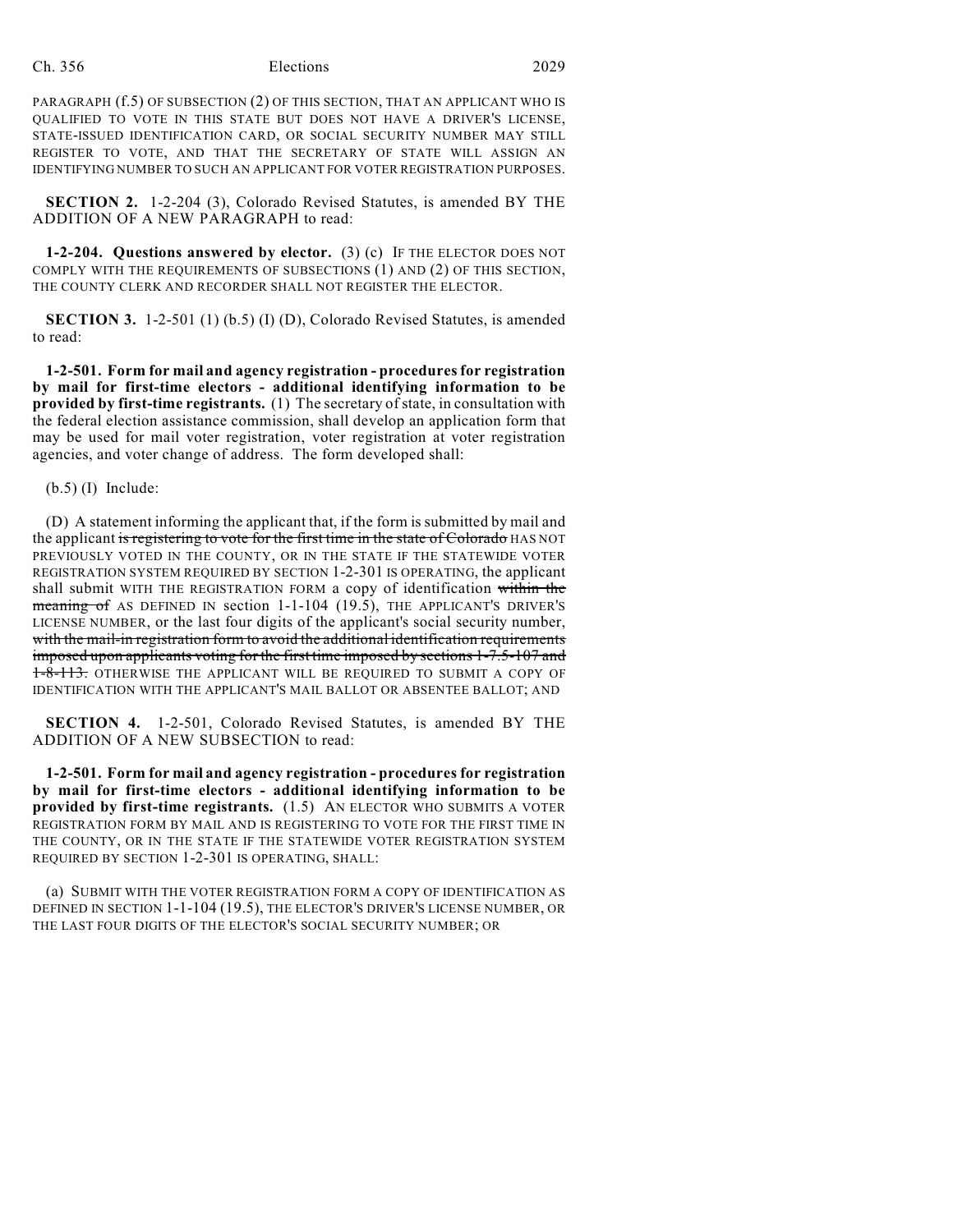PARAGRAPH (f.5) OF SUBSECTION (2) OF THIS SECTION, THAT AN APPLICANT WHO IS QUALIFIED TO VOTE IN THIS STATE BUT DOES NOT HAVE A DRIVER'S LICENSE, STATE-ISSUED IDENTIFICATION CARD, OR SOCIAL SECURITY NUMBER MAY STILL REGISTER TO VOTE, AND THAT THE SECRETARY OF STATE WILL ASSIGN AN IDENTIFYING NUMBER TO SUCH AN APPLICANT FOR VOTER REGISTRATION PURPOSES.

**SECTION 2.** 1-2-204 (3), Colorado Revised Statutes, is amended BY THE ADDITION OF A NEW PARAGRAPH to read:

**1-2-204. Questions answered by elector.** (3) (c) IF THE ELECTOR DOES NOT COMPLY WITH THE REQUIREMENTS OF SUBSECTIONS (1) AND (2) OF THIS SECTION, THE COUNTY CLERK AND RECORDER SHALL NOT REGISTER THE ELECTOR.

**SECTION 3.** 1-2-501 (1) (b.5) (I) (D), Colorado Revised Statutes, is amended to read:

**1-2-501. Form for mail and agency registration - procedures for registration by mail for first-time electors - additional identifying information to be provided by first-time registrants.** (1) The secretary of state, in consultation with the federal election assistance commission, shall develop an application form that may be used for mail voter registration, voter registration at voter registration agencies, and voter change of address. The form developed shall:

(b.5) (I) Include:

(D) A statement informing the applicant that, if the form is submitted by mail and the applicant ~~is registering to vote for the first time in the state of Colorado~~ HAS NOT PREVIOUSLY VOTED IN THE COUNTY, OR IN THE STATE IF THE STATEWIDE VOTER REGISTRATION SYSTEM REQUIRED BY SECTION 1-2-301 IS OPERATING, the applicant shall submit WITH THE REGISTRATION FORM a copy of identification ~~within the meaning of~~ AS DEFINED IN section 1-1-104 (19.5), THE APPLICANT'S DRIVER'S LICENSE NUMBER, or the last four digits of the applicant's social security number, ~~with the mail-in registration form to avoid the additional identification requirements imposed upon applicants voting for the first time imposed by sections 1-7.5-107 and 1-8-113.~~ OTHERWISE THE APPLICANT WILL BE REQUIRED TO SUBMIT A COPY OF IDENTIFICATION WITH THE APPLICANT'S MAIL BALLOT OR ABSENTEE BALLOT; AND

**SECTION 4.** 1-2-501, Colorado Revised Statutes, is amended BY THE ADDITION OF A NEW SUBSECTION to read:

**1-2-501. Form for mail and agency registration - procedures for registration by mail for first-time electors - additional identifying information to be provided by first-time registrants.** (1.5) AN ELECTOR WHO SUBMITS A VOTER REGISTRATION FORM BY MAIL AND IS REGISTERING TO VOTE FOR THE FIRST TIME IN THE COUNTY, OR IN THE STATE IF THE STATEWIDE VOTER REGISTRATION SYSTEM REQUIRED BY SECTION 1-2-301 IS OPERATING, SHALL:

(a) SUBMIT WITH THE VOTER REGISTRATION FORM A COPY OF IDENTIFICATION AS DEFINED IN SECTION 1-1-104 (19.5), THE ELECTOR'S DRIVER'S LICENSE NUMBER, OR THE LAST FOUR DIGITS OF THE ELECTOR'S SOCIAL SECURITY NUMBER; OR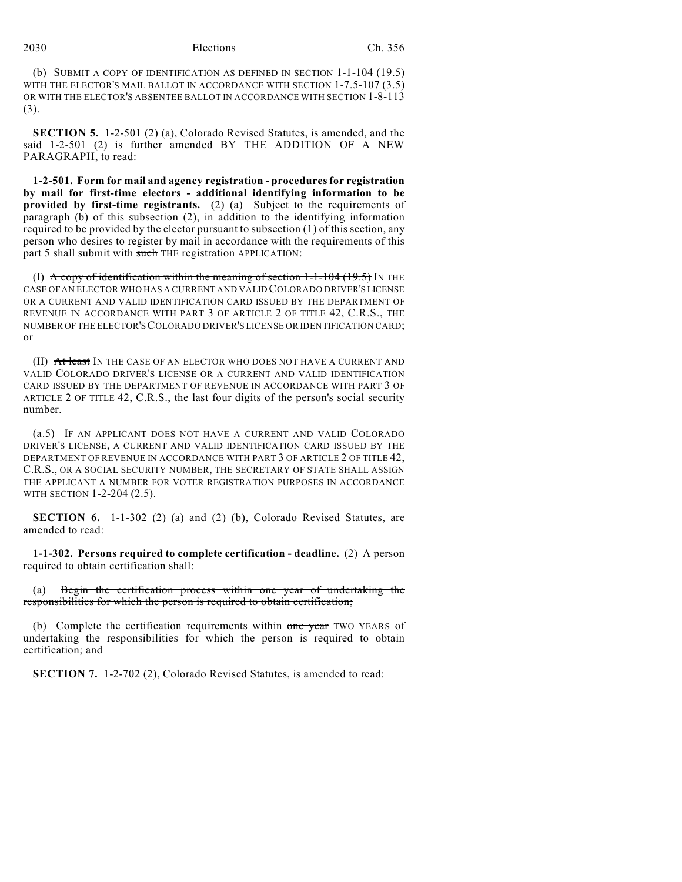(b) SUBMIT A COPY OF IDENTIFICATION AS DEFINED IN SECTION 1-1-104 (19.5) WITH THE ELECTOR'S MAIL BALLOT IN ACCORDANCE WITH SECTION 1-7.5-107 (3.5) OR WITH THE ELECTOR'S ABSENTEE BALLOT IN ACCORDANCE WITH SECTION 1-8-113 (3).

**SECTION 5.** 1-2-501 (2) (a), Colorado Revised Statutes, is amended, and the said 1-2-501 (2) is further amended BY THE ADDITION OF A NEW PARAGRAPH, to read:

**1-2-501. Form for mail and agency registration - procedures for registration by mail for first-time electors - additional identifying information to be provided by first-time registrants.** (2) (a) Subject to the requirements of paragraph (b) of this subsection (2), in addition to the identifying information required to be provided by the elector pursuant to subsection (1) of this section, any person who desires to register by mail in accordance with the requirements of this part 5 shall submit with ~~such~~ THE registration APPLICATION:

(I) ~~A copy of identification within the meaning of section 1-1-104 (19.5)~~ IN THE CASE OF AN ELECTOR WHO HAS A CURRENT AND VALID COLORADO DRIVER'S LICENSE OR A CURRENT AND VALID IDENTIFICATION CARD ISSUED BY THE DEPARTMENT OF REVENUE IN ACCORDANCE WITH PART 3 OF ARTICLE 2 OF TITLE 42, C.R.S., THE NUMBER OF THE ELECTOR'S COLORADO DRIVER'S LICENSE OR IDENTIFICATION CARD; or

(II) ~~At least~~ IN THE CASE OF AN ELECTOR WHO DOES NOT HAVE A CURRENT AND VALID COLORADO DRIVER'S LICENSE OR A CURRENT AND VALID IDENTIFICATION CARD ISSUED BY THE DEPARTMENT OF REVENUE IN ACCORDANCE WITH PART 3 OF ARTICLE 2 OF TITLE 42, C.R.S., the last four digits of the person's social security number.

(a.5) IF AN APPLICANT DOES NOT HAVE A CURRENT AND VALID COLORADO DRIVER'S LICENSE, A CURRENT AND VALID IDENTIFICATION CARD ISSUED BY THE DEPARTMENT OF REVENUE IN ACCORDANCE WITH PART 3 OF ARTICLE 2 OF TITLE 42, C.R.S., OR A SOCIAL SECURITY NUMBER, THE SECRETARY OF STATE SHALL ASSIGN THE APPLICANT A NUMBER FOR VOTER REGISTRATION PURPOSES IN ACCORDANCE WITH SECTION 1-2-204 (2.5).

**SECTION 6.** 1-1-302 (2) (a) and (2) (b), Colorado Revised Statutes, are amended to read:

**1-1-302. Persons required to complete certification - deadline.** (2) A person required to obtain certification shall:

(a) ~~Begin the certification process within one year of undertaking the responsibilities for which the person is required to obtain certification;~~

(b) Complete the certification requirements within ~~one year~~ TWO YEARS of undertaking the responsibilities for which the person is required to obtain certification; and

**SECTION 7.** 1-2-702 (2), Colorado Revised Statutes, is amended to read: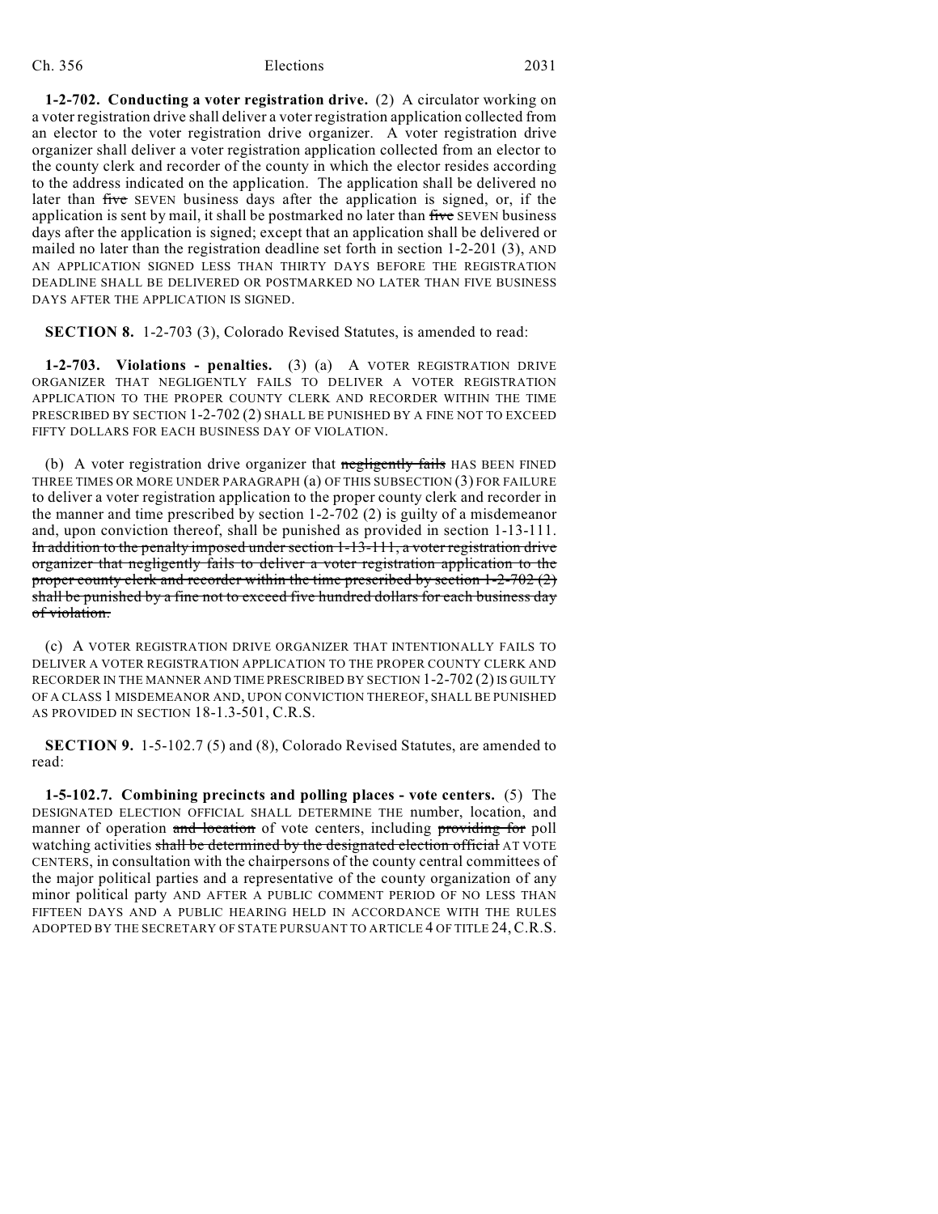**1-2-702. Conducting a voter registration drive.** (2) A circulator working on a voter registration drive shall deliver a voter registration application collected from an elector to the voter registration drive organizer. A voter registration drive organizer shall deliver a voter registration application collected from an elector to the county clerk and recorder of the county in which the elector resides according to the address indicated on the application. The application shall be delivered no later than ~~five~~ SEVEN business days after the application is signed, or, if the application is sent by mail, it shall be postmarked no later than ~~five~~ SEVEN business days after the application is signed; except that an application shall be delivered or mailed no later than the registration deadline set forth in section 1-2-201 (3), AND AN APPLICATION SIGNED LESS THAN THIRTY DAYS BEFORE THE REGISTRATION DEADLINE SHALL BE DELIVERED OR POSTMARKED NO LATER THAN FIVE BUSINESS DAYS AFTER THE APPLICATION IS SIGNED.

**SECTION 8.** 1-2-703 (3), Colorado Revised Statutes, is amended to read:

**1-2-703. Violations - penalties.** (3) (a) A VOTER REGISTRATION DRIVE ORGANIZER THAT NEGLIGENTLY FAILS TO DELIVER A VOTER REGISTRATION APPLICATION TO THE PROPER COUNTY CLERK AND RECORDER WITHIN THE TIME PRESCRIBED BY SECTION 1-2-702 (2) SHALL BE PUNISHED BY A FINE NOT TO EXCEED FIFTY DOLLARS FOR EACH BUSINESS DAY OF VIOLATION.

(b) A voter registration drive organizer that ~~negligently fails~~ HAS BEEN FINED THREE TIMES OR MORE UNDER PARAGRAPH (a) OF THIS SUBSECTION (3) FOR FAILURE to deliver a voter registration application to the proper county clerk and recorder in the manner and time prescribed by section 1-2-702 (2) is guilty of a misdemeanor and, upon conviction thereof, shall be punished as provided in section 1-13-111. ~~In addition to the penalty imposed under section 1-13-111, a voter registration drive organizer that negligently fails to deliver a voter registration application to the proper county clerk and recorder within the time prescribed by section 1-2-702 (2) shall be punished by a fine not to exceed five hundred dollars for each business day of violation.~~

(c) A VOTER REGISTRATION DRIVE ORGANIZER THAT INTENTIONALLY FAILS TO DELIVER A VOTER REGISTRATION APPLICATION TO THE PROPER COUNTY CLERK AND RECORDER IN THE MANNER AND TIME PRESCRIBED BY SECTION 1-2-702 (2) IS GUILTY OF A CLASS 1 MISDEMEANOR AND, UPON CONVICTION THEREOF, SHALL BE PUNISHED AS PROVIDED IN SECTION 18-1.3-501, C.R.S.

**SECTION 9.** 1-5-102.7 (5) and (8), Colorado Revised Statutes, are amended to read:

**1-5-102.7. Combining precincts and polling places - vote centers.** (5) The DESIGNATED ELECTION OFFICIAL SHALL DETERMINE THE number, location, and manner of operation ~~and location~~ of vote centers, including ~~providing for~~ poll watching activities ~~shall be determined by the designated election official~~ AT VOTE CENTERS, in consultation with the chairpersons of the county central committees of the major political parties and a representative of the county organization of any minor political party AND AFTER A PUBLIC COMMENT PERIOD OF NO LESS THAN FIFTEEN DAYS AND A PUBLIC HEARING HELD IN ACCORDANCE WITH THE RULES ADOPTED BY THE SECRETARY OF STATE PURSUANT TO ARTICLE 4 OF TITLE 24, C.R.S.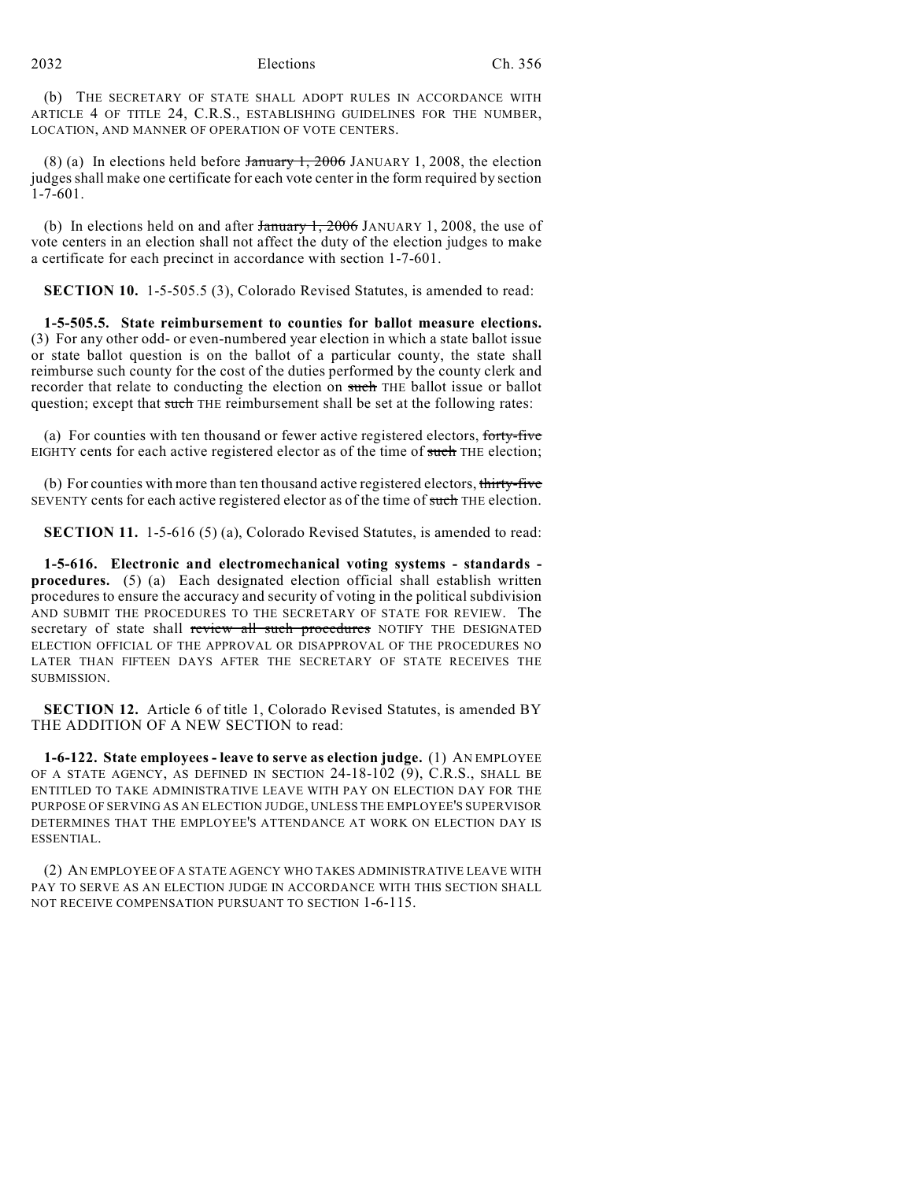(b) THE SECRETARY OF STATE SHALL ADOPT RULES IN ACCORDANCE WITH ARTICLE 4 OF TITLE 24, C.R.S., ESTABLISHING GUIDELINES FOR THE NUMBER, LOCATION, AND MANNER OF OPERATION OF VOTE CENTERS.

(8) (a) In elections held before ~~January 1, 2006~~ JANUARY 1, 2008, the election judges shall make one certificate for each vote center in the form required by section 1-7-601.

(b) In elections held on and after ~~January 1, 2006~~ JANUARY 1, 2008, the use of vote centers in an election shall not affect the duty of the election judges to make a certificate for each precinct in accordance with section 1-7-601.

**SECTION 10.** 1-5-505.5 (3), Colorado Revised Statutes, is amended to read:

**1-5-505.5. State reimbursement to counties for ballot measure elections.** (3) For any other odd- or even-numbered year election in which a state ballot issue or state ballot question is on the ballot of a particular county, the state shall reimburse such county for the cost of the duties performed by the county clerk and recorder that relate to conducting the election on ~~such~~ THE ballot issue or ballot question; except that ~~such~~ THE reimbursement shall be set at the following rates:

(a) For counties with ten thousand or fewer active registered electors, ~~forty-five~~ EIGHTY cents for each active registered elector as of the time of ~~such~~ THE election;

(b) For counties with more than ten thousand active registered electors, ~~thirty-five~~ SEVENTY cents for each active registered elector as of the time of ~~such~~ THE election.

**SECTION 11.** 1-5-616 (5) (a), Colorado Revised Statutes, is amended to read:

**1-5-616. Electronic and electromechanical voting systems - standards - procedures.** (5) (a) Each designated election official shall establish written procedures to ensure the accuracy and security of voting in the political subdivision AND SUBMIT THE PROCEDURES TO THE SECRETARY OF STATE FOR REVIEW. The secretary of state shall ~~review all such procedures~~ NOTIFY THE DESIGNATED ELECTION OFFICIAL OF THE APPROVAL OR DISAPPROVAL OF THE PROCEDURES NO LATER THAN FIFTEEN DAYS AFTER THE SECRETARY OF STATE RECEIVES THE SUBMISSION.

**SECTION 12.** Article 6 of title 1, Colorado Revised Statutes, is amended BY THE ADDITION OF A NEW SECTION to read:

**1-6-122. State employees - leave to serve as election judge.** (1) AN EMPLOYEE OF A STATE AGENCY, AS DEFINED IN SECTION 24-18-102 (9), C.R.S., SHALL BE ENTITLED TO TAKE ADMINISTRATIVE LEAVE WITH PAY ON ELECTION DAY FOR THE PURPOSE OF SERVING AS AN ELECTION JUDGE, UNLESS THE EMPLOYEE'S SUPERVISOR DETERMINES THAT THE EMPLOYEE'S ATTENDANCE AT WORK ON ELECTION DAY IS ESSENTIAL.

(2) AN EMPLOYEE OF A STATE AGENCY WHO TAKES ADMINISTRATIVE LEAVE WITH PAY TO SERVE AS AN ELECTION JUDGE IN ACCORDANCE WITH THIS SECTION SHALL NOT RECEIVE COMPENSATION PURSUANT TO SECTION 1-6-115.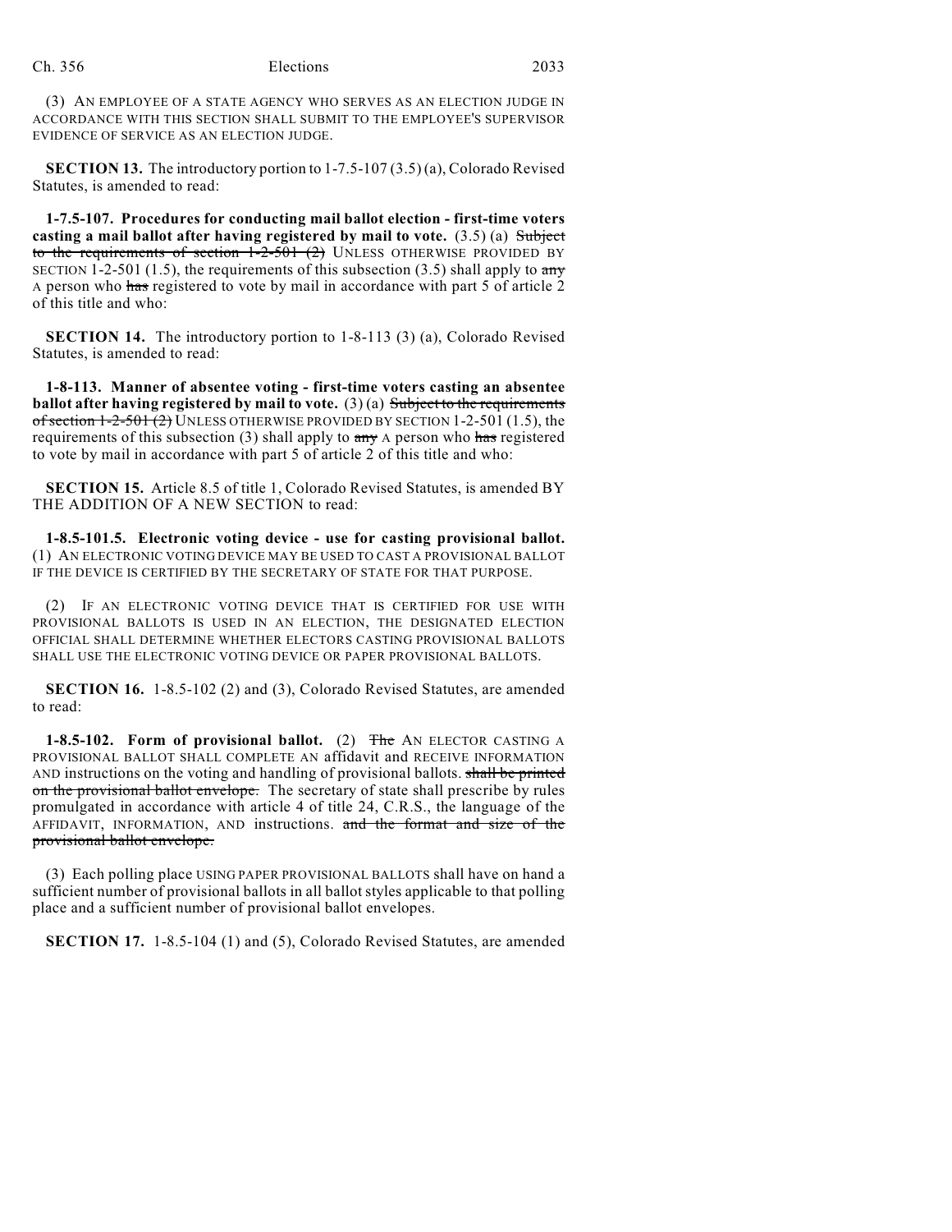(3) AN EMPLOYEE OF A STATE AGENCY WHO SERVES AS AN ELECTION JUDGE IN ACCORDANCE WITH THIS SECTION SHALL SUBMIT TO THE EMPLOYEE'S SUPERVISOR EVIDENCE OF SERVICE AS AN ELECTION JUDGE.

**SECTION 13.** The introductory portion to 1-7.5-107 (3.5) (a), Colorado Revised Statutes, is amended to read:

**1-7.5-107. Procedures for conducting mail ballot election - first-time voters casting a mail ballot after having registered by mail to vote.** (3.5) (a) ~~Subject to the requirements of section 1-2-501 (2)~~ UNLESS OTHERWISE PROVIDED BY SECTION 1-2-501 (1.5), the requirements of this subsection (3.5) shall apply to ~~any~~ A person who ~~has~~ registered to vote by mail in accordance with part 5 of article 2 of this title and who:

**SECTION 14.** The introductory portion to 1-8-113 (3) (a), Colorado Revised Statutes, is amended to read:

**1-8-113. Manner of absentee voting - first-time voters casting an absentee ballot after having registered by mail to vote.** (3) (a) ~~Subject to the requirements of section 1-2-501 (2)~~ UNLESS OTHERWISE PROVIDED BY SECTION 1-2-501 (1.5), the requirements of this subsection (3) shall apply to ~~any~~ A person who ~~has~~ registered to vote by mail in accordance with part 5 of article 2 of this title and who:

**SECTION 15.** Article 8.5 of title 1, Colorado Revised Statutes, is amended BY THE ADDITION OF A NEW SECTION to read:

**1-8.5-101.5. Electronic voting device - use for casting provisional ballot.** (1) AN ELECTRONIC VOTING DEVICE MAY BE USED TO CAST A PROVISIONAL BALLOT IF THE DEVICE IS CERTIFIED BY THE SECRETARY OF STATE FOR THAT PURPOSE.

(2) IF AN ELECTRONIC VOTING DEVICE THAT IS CERTIFIED FOR USE WITH PROVISIONAL BALLOTS IS USED IN AN ELECTION, THE DESIGNATED ELECTION OFFICIAL SHALL DETERMINE WHETHER ELECTORS CASTING PROVISIONAL BALLOTS SHALL USE THE ELECTRONIC VOTING DEVICE OR PAPER PROVISIONAL BALLOTS.

**SECTION 16.** 1-8.5-102 (2) and (3), Colorado Revised Statutes, are amended to read:

**1-8.5-102. Form of provisional ballot.** (2) ~~The~~ AN ELECTOR CASTING A PROVISIONAL BALLOT SHALL COMPLETE AN affidavit and RECEIVE INFORMATION AND instructions on the voting and handling of provisional ballots. ~~shall be printed on the provisional ballot envelope.~~ The secretary of state shall prescribe by rules promulgated in accordance with article 4 of title 24, C.R.S., the language of the AFFIDAVIT, INFORMATION, AND instructions. ~~and the format and size of the provisional ballot envelope.~~

(3) Each polling place USING PAPER PROVISIONAL BALLOTS shall have on hand a sufficient number of provisional ballots in all ballot styles applicable to that polling place and a sufficient number of provisional ballot envelopes.

**SECTION 17.** 1-8.5-104 (1) and (5), Colorado Revised Statutes, are amended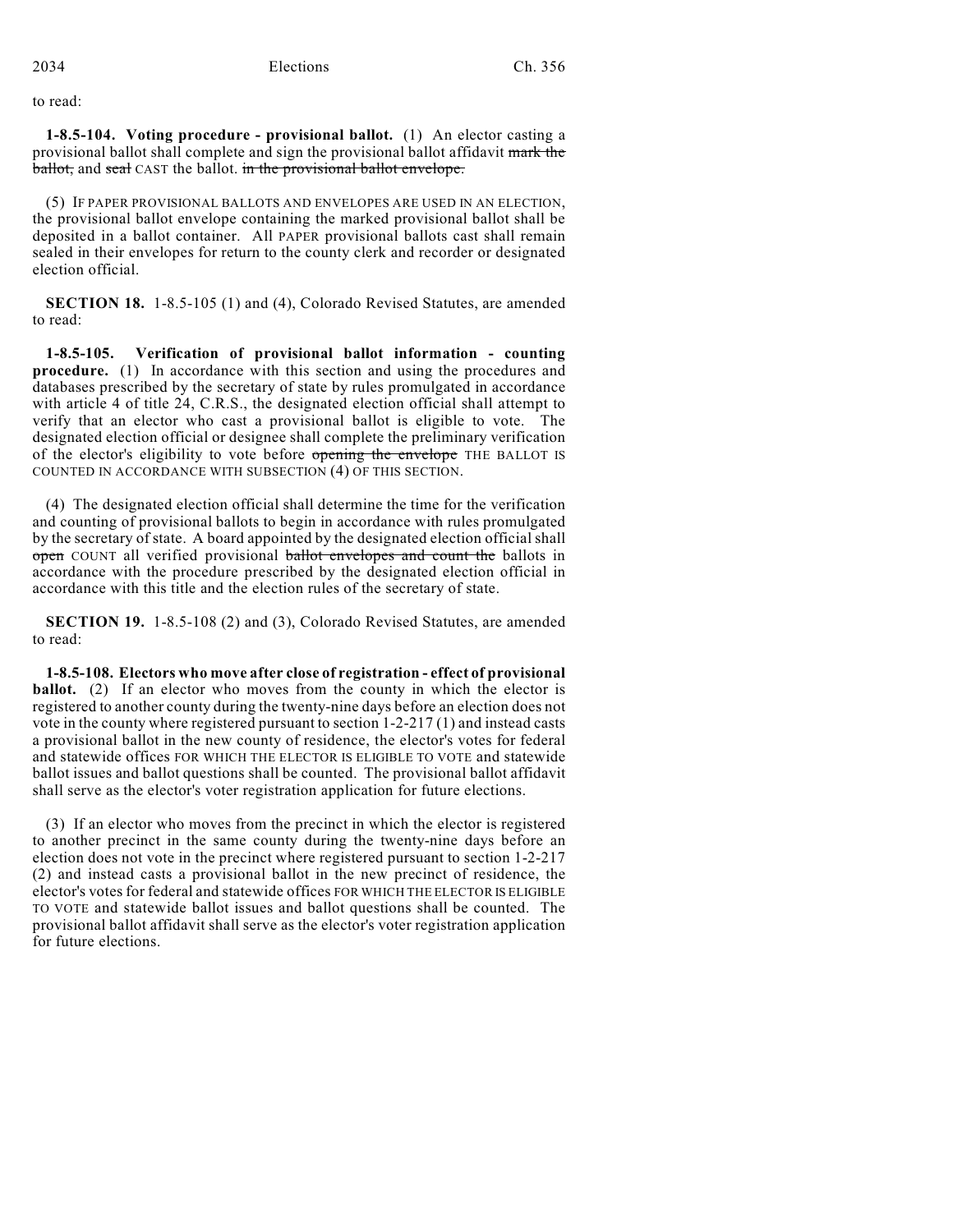to read:

**1-8.5-104. Voting procedure - provisional ballot.** (1) An elector casting a provisional ballot shall complete and sign the provisional ballot affidavit ~~mark the ballot,~~ and ~~seal~~ CAST the ballot. ~~in the provisional ballot envelope.~~

(5) IF PAPER PROVISIONAL BALLOTS AND ENVELOPES ARE USED IN AN ELECTION, the provisional ballot envelope containing the marked provisional ballot shall be deposited in a ballot container. All PAPER provisional ballots cast shall remain sealed in their envelopes for return to the county clerk and recorder or designated election official.

**SECTION 18.** 1-8.5-105 (1) and (4), Colorado Revised Statutes, are amended to read:

**1-8.5-105. Verification of provisional ballot information - counting procedure.** (1) In accordance with this section and using the procedures and databases prescribed by the secretary of state by rules promulgated in accordance with article 4 of title 24, C.R.S., the designated election official shall attempt to verify that an elector who cast a provisional ballot is eligible to vote. The designated election official or designee shall complete the preliminary verification of the elector's eligibility to vote before ~~opening the envelope~~ THE BALLOT IS COUNTED IN ACCORDANCE WITH SUBSECTION (4) OF THIS SECTION.

(4) The designated election official shall determine the time for the verification and counting of provisional ballots to begin in accordance with rules promulgated by the secretary of state. A board appointed by the designated election official shall ~~open~~ COUNT all verified provisional ~~ballot envelopes and count the~~ ballots in accordance with the procedure prescribed by the designated election official in accordance with this title and the election rules of the secretary of state.

**SECTION 19.** 1-8.5-108 (2) and (3), Colorado Revised Statutes, are amended to read:

**1-8.5-108. Electors who move after close of registration - effect of provisional ballot.** (2) If an elector who moves from the county in which the elector is registered to another county during the twenty-nine days before an election does not vote in the county where registered pursuant to section 1-2-217 (1) and instead casts a provisional ballot in the new county of residence, the elector's votes for federal and statewide offices FOR WHICH THE ELECTOR IS ELIGIBLE TO VOTE and statewide ballot issues and ballot questions shall be counted. The provisional ballot affidavit shall serve as the elector's voter registration application for future elections.

(3) If an elector who moves from the precinct in which the elector is registered to another precinct in the same county during the twenty-nine days before an election does not vote in the precinct where registered pursuant to section 1-2-217 (2) and instead casts a provisional ballot in the new precinct of residence, the elector's votes for federal and statewide offices FOR WHICH THE ELECTOR IS ELIGIBLE TO VOTE and statewide ballot issues and ballot questions shall be counted. The provisional ballot affidavit shall serve as the elector's voter registration application for future elections.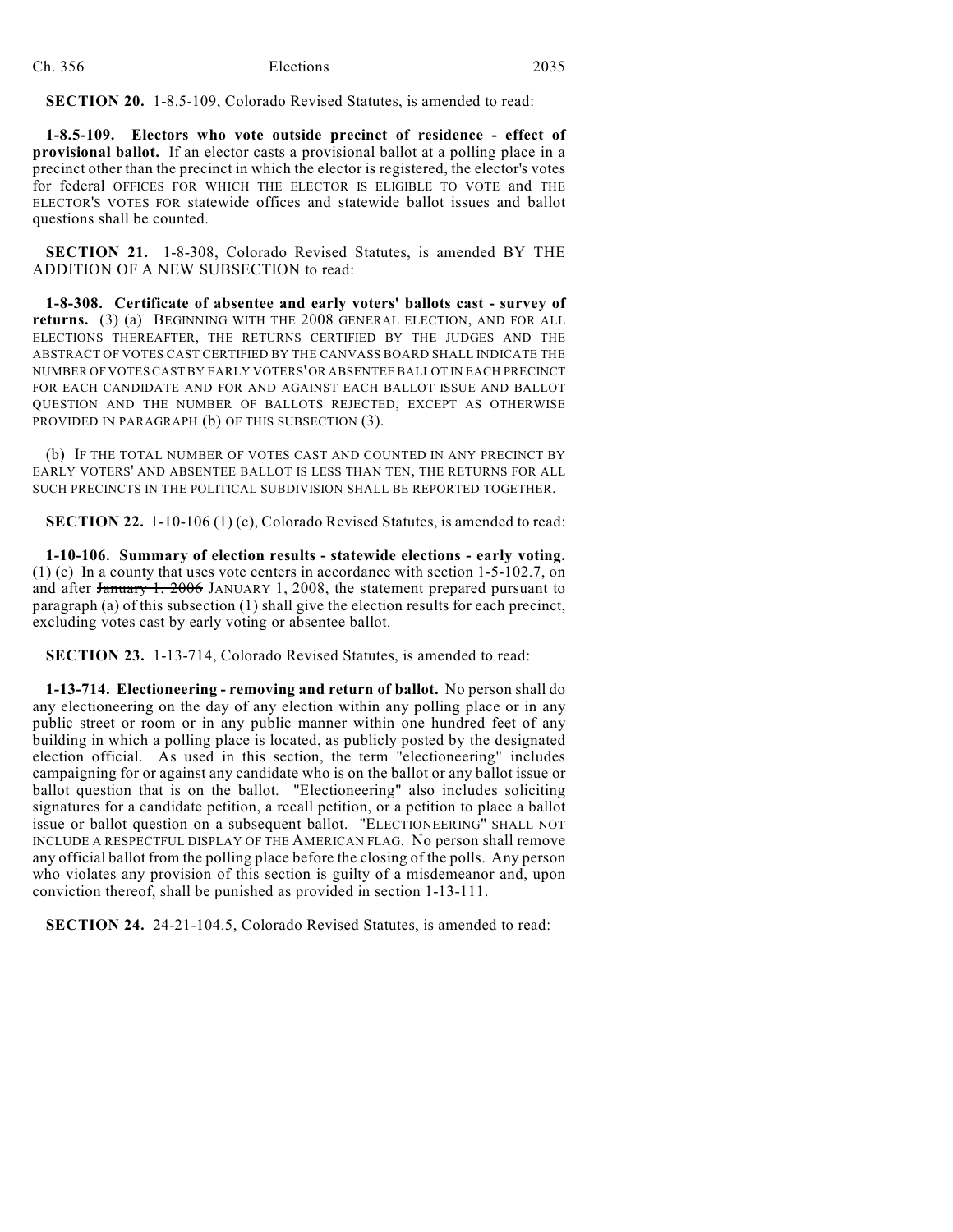**SECTION 20.** 1-8.5-109, Colorado Revised Statutes, is amended to read:

**1-8.5-109. Electors who vote outside precinct of residence - effect of provisional ballot.** If an elector casts a provisional ballot at a polling place in a precinct other than the precinct in which the elector is registered, the elector's votes for federal OFFICES FOR WHICH THE ELECTOR IS ELIGIBLE TO VOTE and THE ELECTOR'S VOTES FOR statewide offices and statewide ballot issues and ballot questions shall be counted.

**SECTION 21.** 1-8-308, Colorado Revised Statutes, is amended BY THE ADDITION OF A NEW SUBSECTION to read:

**1-8-308. Certificate of absentee and early voters' ballots cast - survey of returns.** (3) (a) BEGINNING WITH THE 2008 GENERAL ELECTION, AND FOR ALL ELECTIONS THEREAFTER, THE RETURNS CERTIFIED BY THE JUDGES AND THE ABSTRACT OF VOTES CAST CERTIFIED BY THE CANVASS BOARD SHALL INDICATE THE NUMBER OF VOTES CAST BY EARLY VOTERS' OR ABSENTEE BALLOT IN EACH PRECINCT FOR EACH CANDIDATE AND FOR AND AGAINST EACH BALLOT ISSUE AND BALLOT QUESTION AND THE NUMBER OF BALLOTS REJECTED, EXCEPT AS OTHERWISE PROVIDED IN PARAGRAPH (b) OF THIS SUBSECTION (3).

(b) IF THE TOTAL NUMBER OF VOTES CAST AND COUNTED IN ANY PRECINCT BY EARLY VOTERS' AND ABSENTEE BALLOT IS LESS THAN TEN, THE RETURNS FOR ALL SUCH PRECINCTS IN THE POLITICAL SUBDIVISION SHALL BE REPORTED TOGETHER.

**SECTION 22.** 1-10-106 (1) (c), Colorado Revised Statutes, is amended to read:

**1-10-106. Summary of election results - statewide elections - early voting.** (1) (c) In a county that uses vote centers in accordance with section 1-5-102.7, on and after ~~January 1, 2006~~ JANUARY 1, 2008, the statement prepared pursuant to paragraph (a) of this subsection (1) shall give the election results for each precinct, excluding votes cast by early voting or absentee ballot.

**SECTION 23.** 1-13-714, Colorado Revised Statutes, is amended to read:

**1-13-714. Electioneering - removing and return of ballot.** No person shall do any electioneering on the day of any election within any polling place or in any public street or room or in any public manner within one hundred feet of any building in which a polling place is located, as publicly posted by the designated election official. As used in this section, the term "electioneering" includes campaigning for or against any candidate who is on the ballot or any ballot issue or ballot question that is on the ballot. "Electioneering" also includes soliciting signatures for a candidate petition, a recall petition, or a petition to place a ballot issue or ballot question on a subsequent ballot. "ELECTIONEERING" SHALL NOT INCLUDE A RESPECTFUL DISPLAY OF THE AMERICAN FLAG. No person shall remove any official ballot from the polling place before the closing of the polls. Any person who violates any provision of this section is guilty of a misdemeanor and, upon conviction thereof, shall be punished as provided in section 1-13-111.

**SECTION 24.** 24-21-104.5, Colorado Revised Statutes, is amended to read: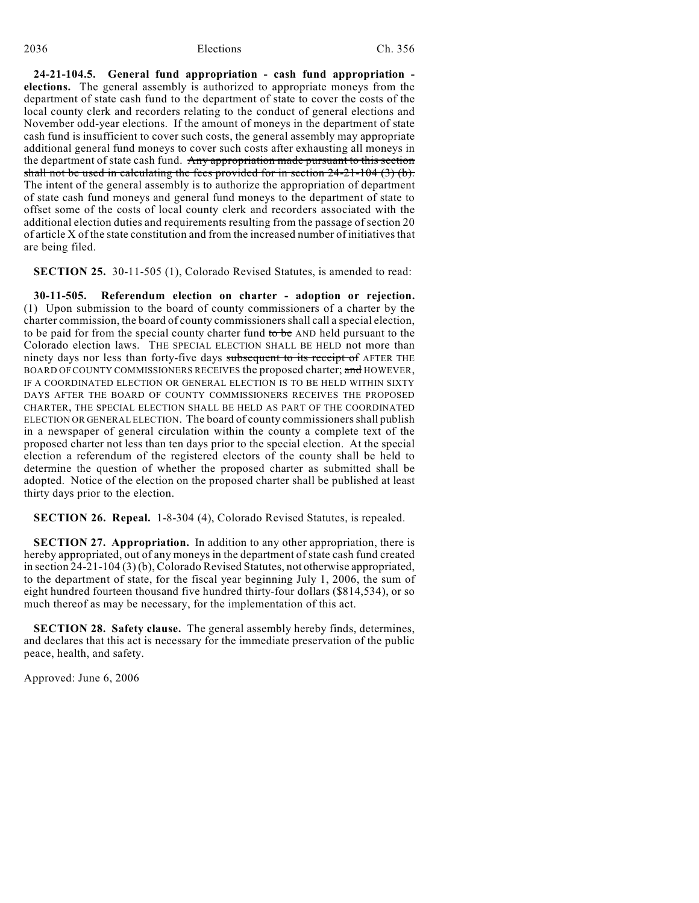**24-21-104.5. General fund appropriation - cash fund appropriation - elections.** The general assembly is authorized to appropriate moneys from the department of state cash fund to the department of state to cover the costs of the local county clerk and recorders relating to the conduct of general elections and November odd-year elections. If the amount of moneys in the department of state cash fund is insufficient to cover such costs, the general assembly may appropriate additional general fund moneys to cover such costs after exhausting all moneys in the department of state cash fund. ~~Any appropriation made pursuant to this section shall not be used in calculating the fees provided for in section 24-21-104 (3) (b).~~ The intent of the general assembly is to authorize the appropriation of department of state cash fund moneys and general fund moneys to the department of state to offset some of the costs of local county clerk and recorders associated with the additional election duties and requirements resulting from the passage of section 20 of article X of the state constitution and from the increased number of initiatives that are being filed.

**SECTION 25.** 30-11-505 (1), Colorado Revised Statutes, is amended to read:

**30-11-505. Referendum election on charter - adoption or rejection.** (1) Upon submission to the board of county commissioners of a charter by the charter commission, the board of county commissioners shall call a special election, to be paid for from the special county charter fund ~~to be~~ AND held pursuant to the Colorado election laws. THE SPECIAL ELECTION SHALL BE HELD not more than ninety days nor less than forty-five days ~~subsequent to its receipt of~~ AFTER THE BOARD OF COUNTY COMMISSIONERS RECEIVES the proposed charter; ~~and~~ HOWEVER, IF A COORDINATED ELECTION OR GENERAL ELECTION IS TO BE HELD WITHIN SIXTY DAYS AFTER THE BOARD OF COUNTY COMMISSIONERS RECEIVES THE PROPOSED CHARTER, THE SPECIAL ELECTION SHALL BE HELD AS PART OF THE COORDINATED ELECTION OR GENERAL ELECTION. The board of county commissioners shall publish in a newspaper of general circulation within the county a complete text of the proposed charter not less than ten days prior to the special election. At the special election a referendum of the registered electors of the county shall be held to determine the question of whether the proposed charter as submitted shall be adopted. Notice of the election on the proposed charter shall be published at least thirty days prior to the election.

**SECTION 26. Repeal.** 1-8-304 (4), Colorado Revised Statutes, is repealed.

**SECTION 27. Appropriation.** In addition to any other appropriation, there is hereby appropriated, out of any moneys in the department of state cash fund created in section 24-21-104 (3) (b), Colorado Revised Statutes, not otherwise appropriated, to the department of state, for the fiscal year beginning July 1, 2006, the sum of eight hundred fourteen thousand five hundred thirty-four dollars ($814,534), or so much thereof as may be necessary, for the implementation of this act.

**SECTION 28. Safety clause.** The general assembly hereby finds, determines, and declares that this act is necessary for the immediate preservation of the public peace, health, and safety.

Approved: June 6, 2006